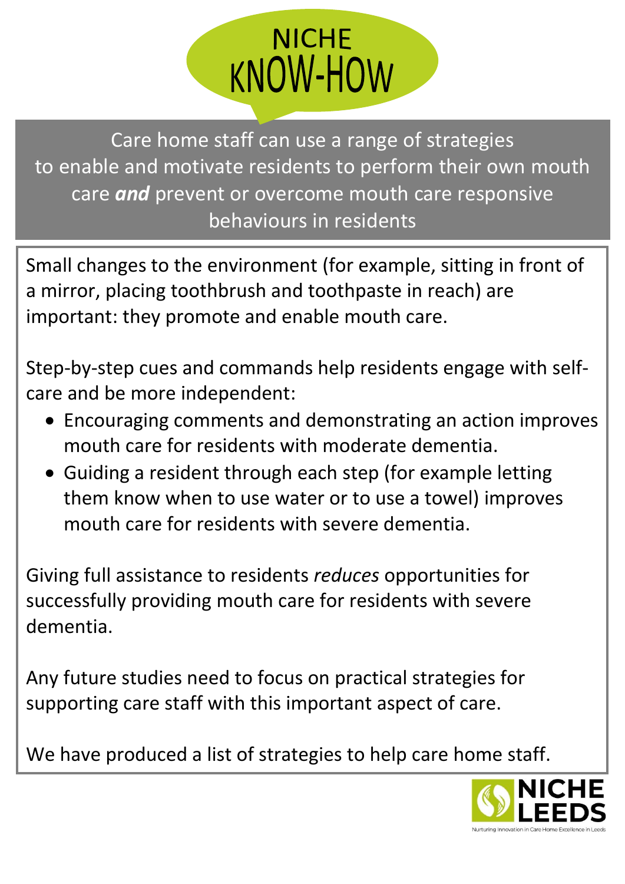# NICHE KNOW-HOW

Care home staff can use a range of strategies to enable and motivate residents to perform their own mouth care ***and*** prevent or overcome mouth care responsive behaviours in residents

Small changes to the environment (for example, sitting in front of a mirror, placing toothbrush and toothpaste in reach) are important: they promote and enable mouth care.

Step-by-step cues and commands help residents engage with self-care and be more independent:

- Encouraging comments and demonstrating an action improves mouth care for residents with moderate dementia.
- Guiding a resident through each step (for example letting them know when to use water or to use a towel) improves mouth care for residents with severe dementia.

Giving full assistance to residents *reduces* opportunities for successfully providing mouth care for residents with severe dementia.

Any future studies need to focus on practical strategies for supporting care staff with this important aspect of care.

We have produced a list of strategies to help care home staff.

NICHE LEEDS

Nurturing Innovation in Care Home Excellence in Leeds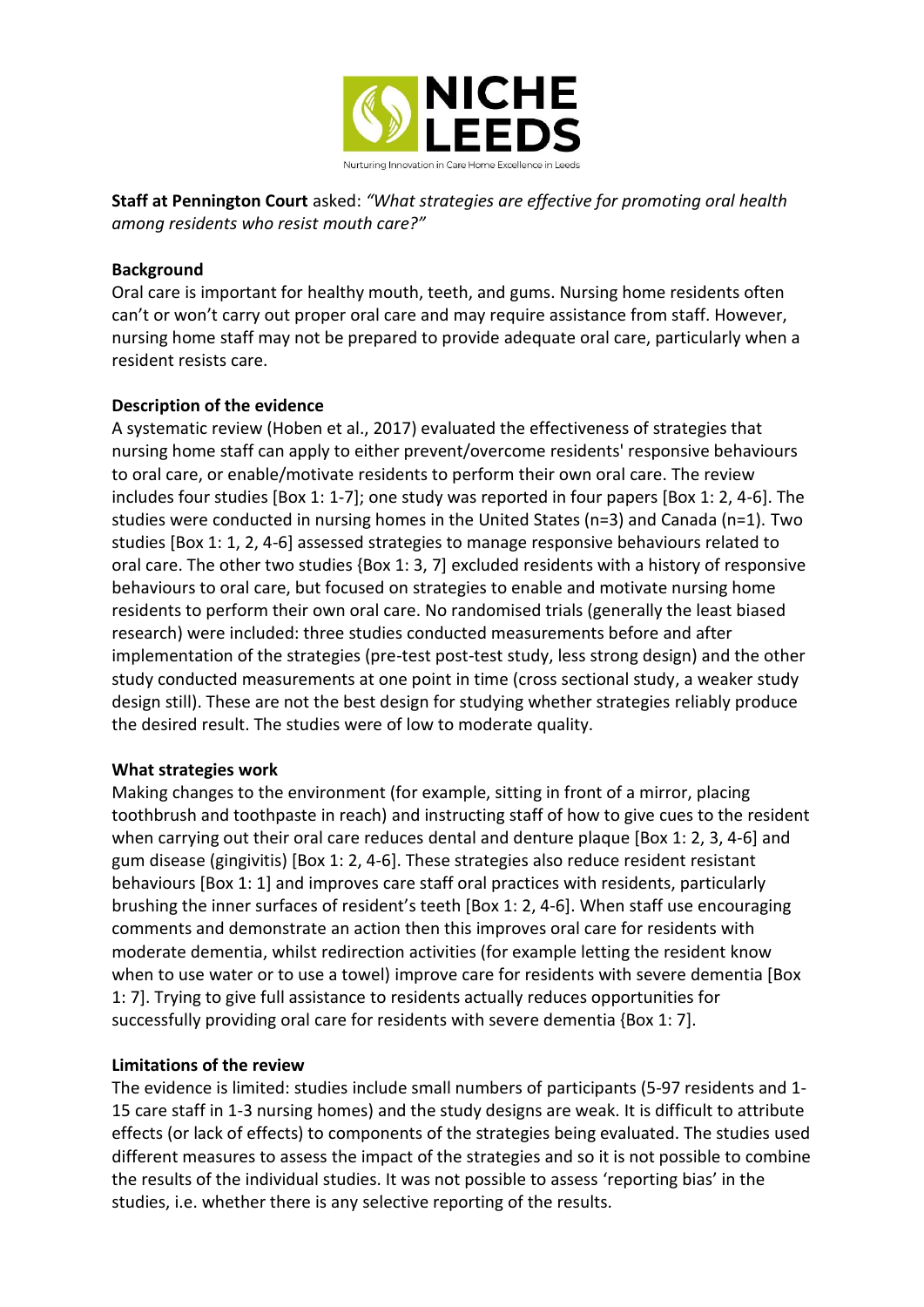**Staff at Pennington Court** asked: *"What strategies are effective for promoting oral health among residents who resist mouth care?"*

**Background**

Oral care is important for healthy mouth, teeth, and gums. Nursing home residents often can't or won't carry out proper oral care and may require assistance from staff. However, nursing home staff may not be prepared to provide adequate oral care, particularly when a resident resists care.

**Description of the evidence**

A systematic review (Hoben et al., 2017) evaluated the effectiveness of strategies that nursing home staff can apply to either prevent/overcome residents' responsive behaviours to oral care, or enable/motivate residents to perform their own oral care. The review includes four studies [Box 1: 1-7]; one study was reported in four papers [Box 1: 2, 4-6]. The studies were conducted in nursing homes in the United States (n=3) and Canada (n=1). Two studies [Box 1: 1, 2, 4-6] assessed strategies to manage responsive behaviours related to oral care. The other two studies {Box 1: 3, 7] excluded residents with a history of responsive behaviours to oral care, but focused on strategies to enable and motivate nursing home residents to perform their own oral care. No randomised trials (generally the least biased research) were included: three studies conducted measurements before and after implementation of the strategies (pre-test post-test study, less strong design) and the other study conducted measurements at one point in time (cross sectional study, a weaker study design still). These are not the best design for studying whether strategies reliably produce the desired result. The studies were of low to moderate quality.

**What strategies work**

Making changes to the environment (for example, sitting in front of a mirror, placing toothbrush and toothpaste in reach) and instructing staff of how to give cues to the resident when carrying out their oral care reduces dental and denture plaque [Box 1: 2, 3, 4-6] and gum disease (gingivitis) [Box 1: 2, 4-6]. These strategies also reduce resident resistant behaviours [Box 1: 1] and improves care staff oral practices with residents, particularly brushing the inner surfaces of resident's teeth [Box 1: 2, 4-6]. When staff use encouraging comments and demonstrate an action then this improves oral care for residents with moderate dementia, whilst redirection activities (for example letting the resident know when to use water or to use a towel) improve care for residents with severe dementia [Box 1: 7]. Trying to give full assistance to residents actually reduces opportunities for successfully providing oral care for residents with severe dementia {Box 1: 7].

**Limitations of the review**

The evidence is limited: studies include small numbers of participants (5-97 residents and 1-15 care staff in 1-3 nursing homes) and the study designs are weak. It is difficult to attribute effects (or lack of effects) to components of the strategies being evaluated. The studies used different measures to assess the impact of the strategies and so it is not possible to combine the results of the individual studies. It was not possible to assess 'reporting bias' in the studies, i.e. whether there is any selective reporting of the results.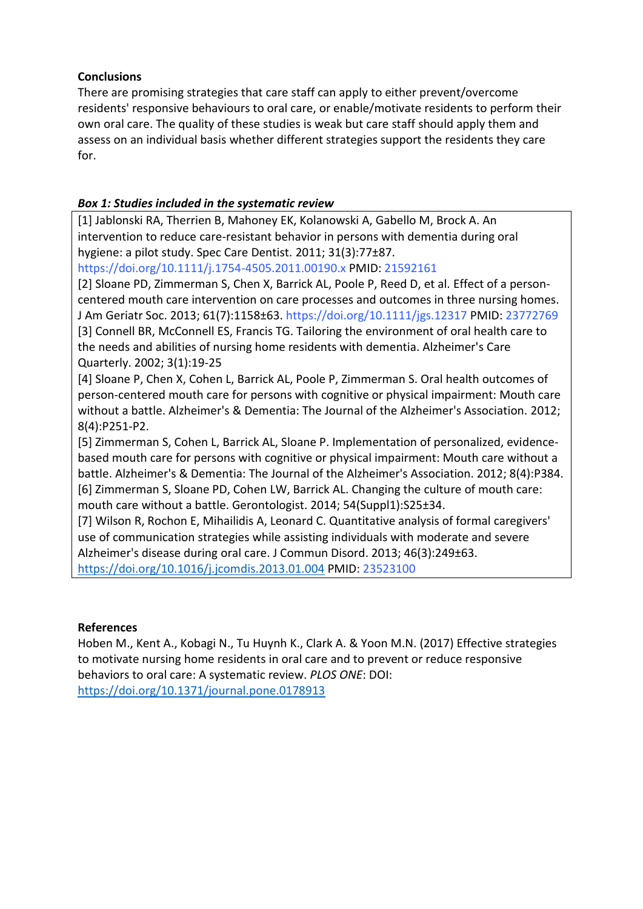**Conclusions**

There are promising strategies that care staff can apply to either prevent/overcome residents' responsive behaviours to oral care, or enable/motivate residents to perform their own oral care. The quality of these studies is weak but care staff should apply them and assess on an individual basis whether different strategies support the residents they care for.

***Box 1: Studies included in the systematic review***

[1] Jablonski RA, Therrien B, Mahoney EK, Kolanowski A, Gabello M, Brock A. An intervention to reduce care-resistant behavior in persons with dementia during oral hygiene: a pilot study. Spec Care Dentist. 2011; 31(3):77±87. https://doi.org/10.1111/j.1754-4505.2011.00190.x PMID: 21592161

[2] Sloane PD, Zimmerman S, Chen X, Barrick AL, Poole P, Reed D, et al. Effect of a person-centered mouth care intervention on care processes and outcomes in three nursing homes. J Am Geriatr Soc. 2013; 61(7):1158±63. https://doi.org/10.1111/jgs.12317 PMID: 23772769

[3] Connell BR, McConnell ES, Francis TG. Tailoring the environment of oral health care to the needs and abilities of nursing home residents with dementia. Alzheimer's Care Quarterly. 2002; 3(1):19-25

[4] Sloane P, Chen X, Cohen L, Barrick AL, Poole P, Zimmerman S. Oral health outcomes of person-centered mouth care for persons with cognitive or physical impairment: Mouth care without a battle. Alzheimer's & Dementia: The Journal of the Alzheimer's Association. 2012; 8(4):P251-P2.

[5] Zimmerman S, Cohen L, Barrick AL, Sloane P. Implementation of personalized, evidence-based mouth care for persons with cognitive or physical impairment: Mouth care without a battle. Alzheimer's & Dementia: The Journal of the Alzheimer's Association. 2012; 8(4):P384.

[6] Zimmerman S, Sloane PD, Cohen LW, Barrick AL. Changing the culture of mouth care: mouth care without a battle. Gerontologist. 2014; 54(Suppl1):S25±34.

[7] Wilson R, Rochon E, Mihailidis A, Leonard C. Quantitative analysis of formal caregivers' use of communication strategies while assisting individuals with moderate and severe Alzheimer's disease during oral care. J Commun Disord. 2013; 46(3):249±63. https://doi.org/10.1016/j.jcomdis.2013.01.004 PMID: 23523100

**References**

Hoben M., Kent A., Kobagi N., Tu Huynh K., Clark A. & Yoon M.N. (2017) Effective strategies to motivate nursing home residents in oral care and to prevent or reduce responsive behaviors to oral care: A systematic review. *PLOS ONE*: DOI: https://doi.org/10.1371/journal.pone.0178913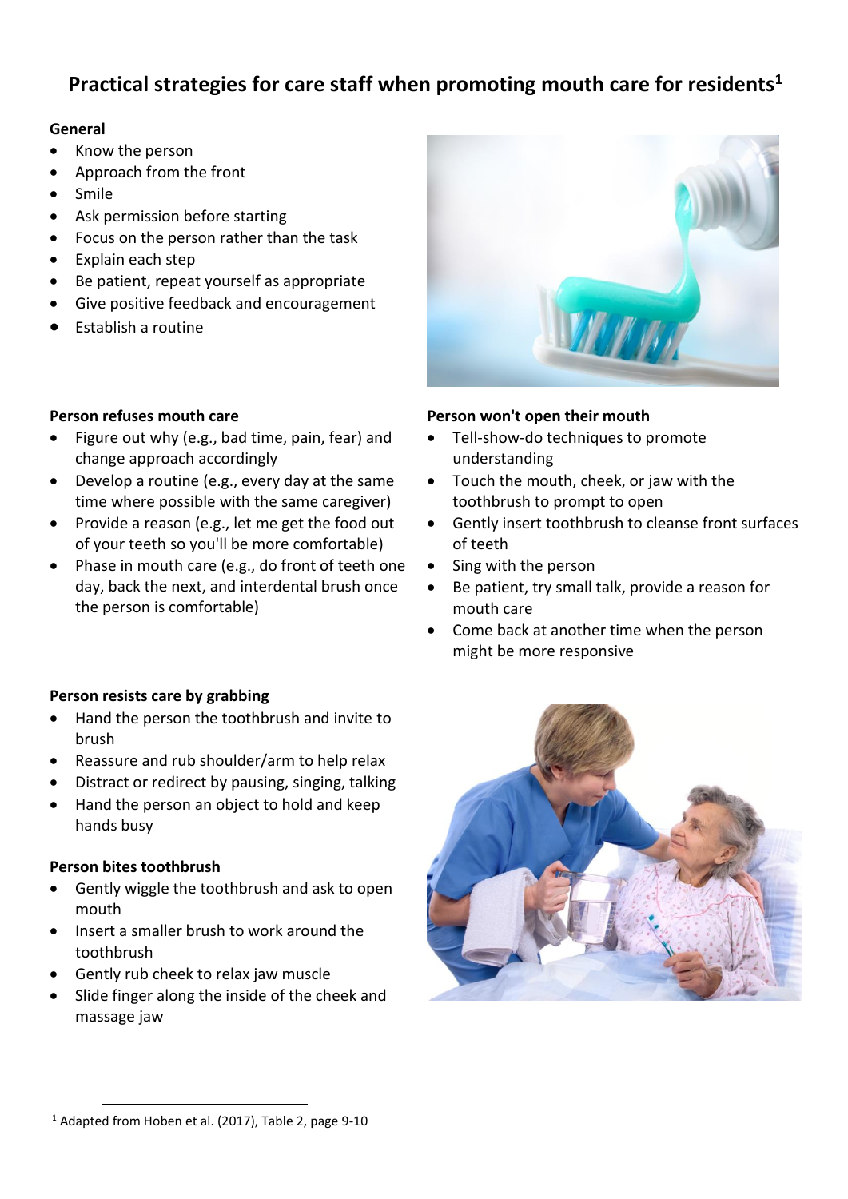# Practical strategies for care staff when promoting mouth care for residents[1]

**General**

- Know the person
- Approach from the front
- Smile
- Ask permission before starting
- Focus on the person rather than the task
- Explain each step
- Be patient, repeat yourself as appropriate
- Give positive feedback and encouragement
- Establish a routine

**Person refuses mouth care**

- Figure out why (e.g., bad time, pain, fear) and change approach accordingly
- Develop a routine (e.g., every day at the same time where possible with the same caregiver)
- Provide a reason (e.g., let me get the food out of your teeth so you'll be more comfortable)
- Phase in mouth care (e.g., do front of teeth one day, back the next, and interdental brush once the person is comfortable)

**Person won't open their mouth**

- Tell-show-do techniques to promote understanding
- Touch the mouth, cheek, or jaw with the toothbrush to prompt to open
- Gently insert toothbrush to cleanse front surfaces of teeth
- Sing with the person
- Be patient, try small talk, provide a reason for mouth care
- Come back at another time when the person might be more responsive

**Person resists care by grabbing**

- Hand the person the toothbrush and invite to brush
- Reassure and rub shoulder/arm to help relax
- Distract or redirect by pausing, singing, talking
- Hand the person an object to hold and keep hands busy

**Person bites toothbrush**

- Gently wiggle the toothbrush and ask to open mouth
- Insert a smaller brush to work around the toothbrush
- Gently rub cheek to relax jaw muscle
- Slide finger along the inside of the cheek and massage jaw

[1] Adapted from Hoben et al. (2017), Table 2, page 9-10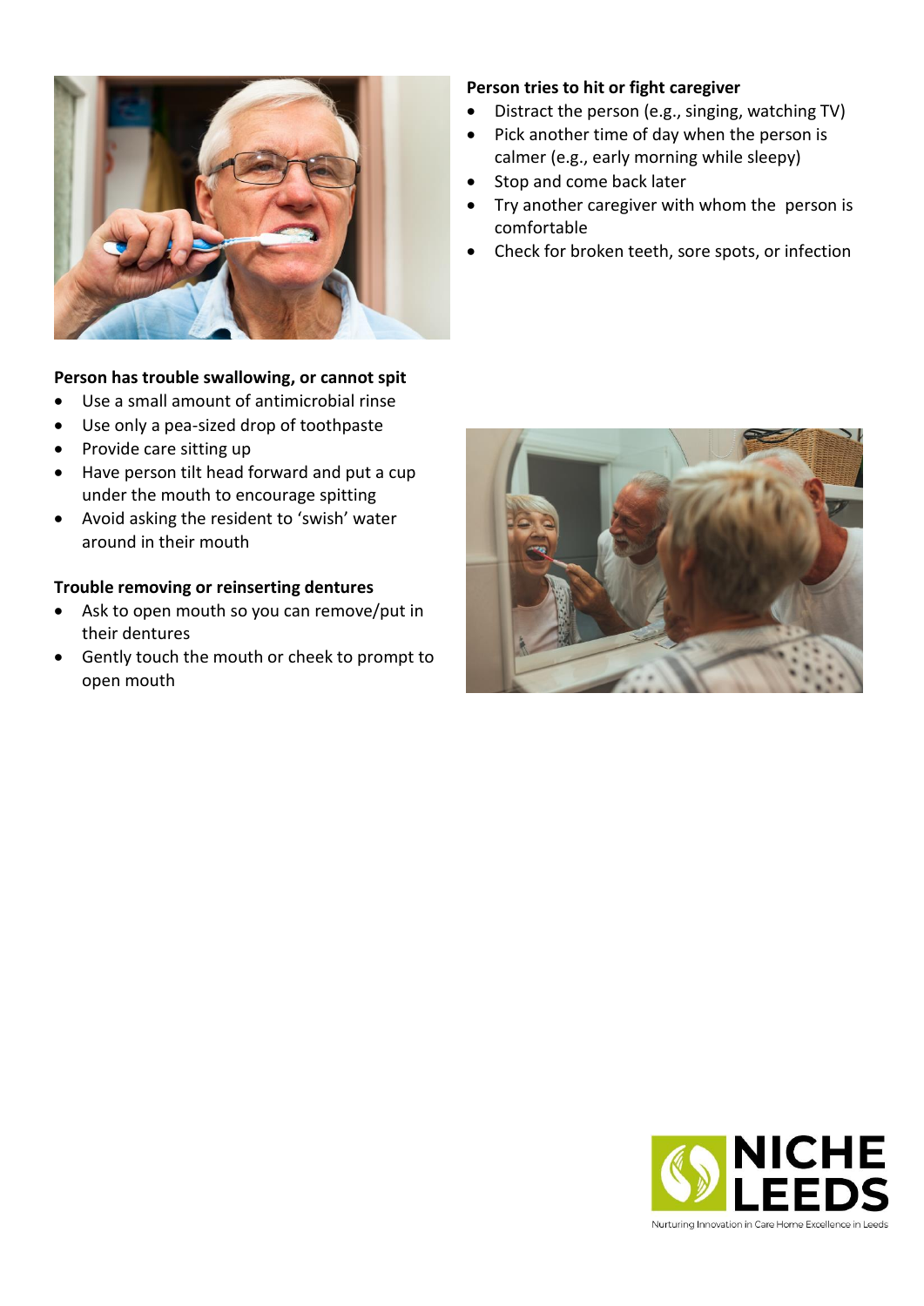**Person tries to hit or fight caregiver**

- Distract the person (e.g., singing, watching TV)
- Pick another time of day when the person is calmer (e.g., early morning while sleepy)
- Stop and come back later
- Try another caregiver with whom the person is comfortable
- Check for broken teeth, sore spots, or infection

**Person has trouble swallowing, or cannot spit**

- Use a small amount of antimicrobial rinse
- Use only a pea-sized drop of toothpaste
- Provide care sitting up
- Have person tilt head forward and put a cup under the mouth to encourage spitting
- Avoid asking the resident to 'swish' water around in their mouth

**Trouble removing or reinserting dentures**

- Ask to open mouth so you can remove/put in their dentures
- Gently touch the mouth or cheek to prompt to open mouth

NICHE LEEDS

Nurturing Innovation in Care Home Excellence in Leeds